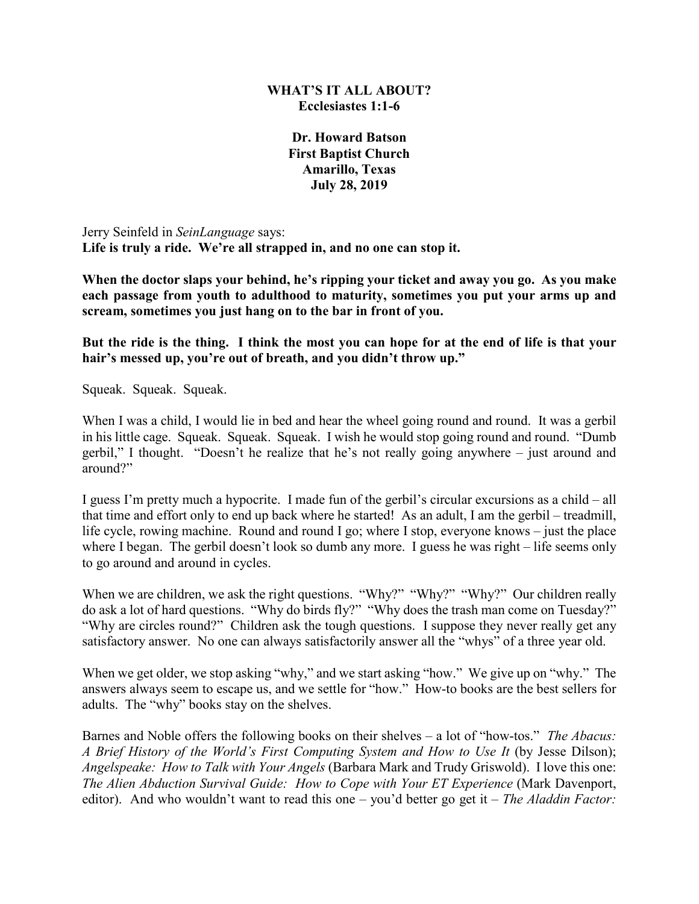**WHAT'S IT ALL ABOUT?**
**Ecclesiastes 1:1-6**

**Dr. Howard Batson**
**First Baptist Church**
**Amarillo, Texas**
**July 28, 2019**

Jerry Seinfeld in *SeinLanguage* says:
**Life is truly a ride. We're all strapped in, and no one can stop it.**

**When the doctor slaps your behind, he's ripping your ticket and away you go. As you make each passage from youth to adulthood to maturity, sometimes you put your arms up and scream, sometimes you just hang on to the bar in front of you.**

**But the ride is the thing. I think the most you can hope for at the end of life is that your hair's messed up, you're out of breath, and you didn't throw up."**

Squeak. Squeak. Squeak.

When I was a child, I would lie in bed and hear the wheel going round and round. It was a gerbil in his little cage. Squeak. Squeak. Squeak. I wish he would stop going round and round. "Dumb gerbil," I thought. "Doesn't he realize that he's not really going anywhere – just around and around?"

I guess I'm pretty much a hypocrite. I made fun of the gerbil's circular excursions as a child – all that time and effort only to end up back where he started! As an adult, I am the gerbil – treadmill, life cycle, rowing machine. Round and round I go; where I stop, everyone knows – just the place where I began. The gerbil doesn't look so dumb any more. I guess he was right – life seems only to go around and around in cycles.

When we are children, we ask the right questions. "Why?" "Why?" "Why?" Our children really do ask a lot of hard questions. "Why do birds fly?" "Why does the trash man come on Tuesday?" "Why are circles round?" Children ask the tough questions. I suppose they never really get any satisfactory answer. No one can always satisfactorily answer all the "whys" of a three year old.

When we get older, we stop asking "why," and we start asking "how." We give up on "why." The answers always seem to escape us, and we settle for "how." How-to books are the best sellers for adults. The "why" books stay on the shelves.

Barnes and Noble offers the following books on their shelves – a lot of "how-tos." *The Abacus: A Brief History of the World's First Computing System and How to Use It* (by Jesse Dilson); *Angelspeake: How to Talk with Your Angels* (Barbara Mark and Trudy Griswold). I love this one: *The Alien Abduction Survival Guide: How to Cope with Your ET Experience* (Mark Davenport, editor). And who wouldn't want to read this one – you'd better go get it – *The Aladdin Factor:*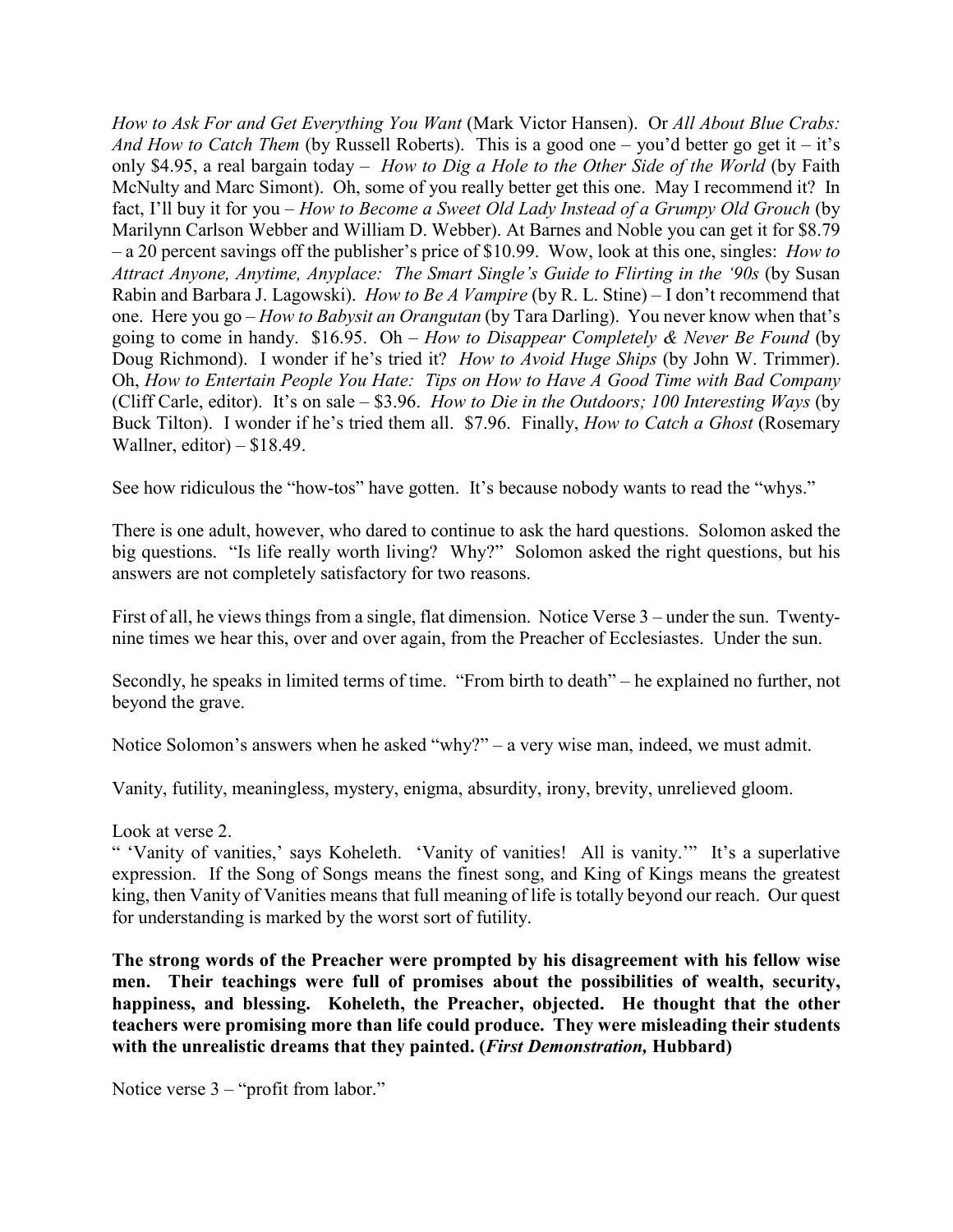*How to Ask For and Get Everything You Want* (Mark Victor Hansen). Or *All About Blue Crabs: And How to Catch Them* (by Russell Roberts). This is a good one – you'd better go get it – it's only $4.95, a real bargain today – *How to Dig a Hole to the Other Side of the World* (by Faith McNulty and Marc Simont). Oh, some of you really better get this one. May I recommend it? In fact, I'll buy it for you – *How to Become a Sweet Old Lady Instead of a Grumpy Old Grouch* (by Marilynn Carlson Webber and William D. Webber). At Barnes and Noble you can get it for $8.79 – a 20 percent savings off the publisher's price of $10.99. Wow, look at this one, singles: *How to Attract Anyone, Anytime, Anyplace: The Smart Single's Guide to Flirting in the '90s* (by Susan Rabin and Barbara J. Lagowski). *How to Be A Vampire* (by R. L. Stine) – I don't recommend that one. Here you go – *How to Babysit an Orangutan* (by Tara Darling). You never know when that's going to come in handy. $16.95. Oh – *How to Disappear Completely & Never Be Found* (by Doug Richmond). I wonder if he's tried it? *How to Avoid Huge Ships* (by John W. Trimmer). Oh, *How to Entertain People You Hate: Tips on How to Have A Good Time with Bad Company* (Cliff Carle, editor). It's on sale – $3.96. *How to Die in the Outdoors; 100 Interesting Ways* (by Buck Tilton). I wonder if he's tried them all. $7.96. Finally, *How to Catch a Ghost* (Rosemary Wallner, editor) – $18.49.

See how ridiculous the "how-tos" have gotten. It's because nobody wants to read the "whys."

There is one adult, however, who dared to continue to ask the hard questions. Solomon asked the big questions. "Is life really worth living? Why?" Solomon asked the right questions, but his answers are not completely satisfactory for two reasons.

First of all, he views things from a single, flat dimension. Notice Verse 3 – under the sun. Twenty-nine times we hear this, over and over again, from the Preacher of Ecclesiastes. Under the sun.

Secondly, he speaks in limited terms of time. "From birth to death" – he explained no further, not beyond the grave.

Notice Solomon's answers when he asked "why?" – a very wise man, indeed, we must admit.

Vanity, futility, meaningless, mystery, enigma, absurdity, irony, brevity, unrelieved gloom.

Look at verse 2.
" 'Vanity of vanities,' says Koheleth. 'Vanity of vanities! All is vanity.'" It's a superlative expression. If the Song of Songs means the finest song, and King of Kings means the greatest king, then Vanity of Vanities means that full meaning of life is totally beyond our reach. Our quest for understanding is marked by the worst sort of futility.

**The strong words of the Preacher were prompted by his disagreement with his fellow wise men. Their teachings were full of promises about the possibilities of wealth, security, happiness, and blessing. Koheleth, the Preacher, objected. He thought that the other teachers were promising more than life could produce. They were misleading their students with the unrealistic dreams that they painted. (*First Demonstration,* Hubbard)**

Notice verse 3 – "profit from labor."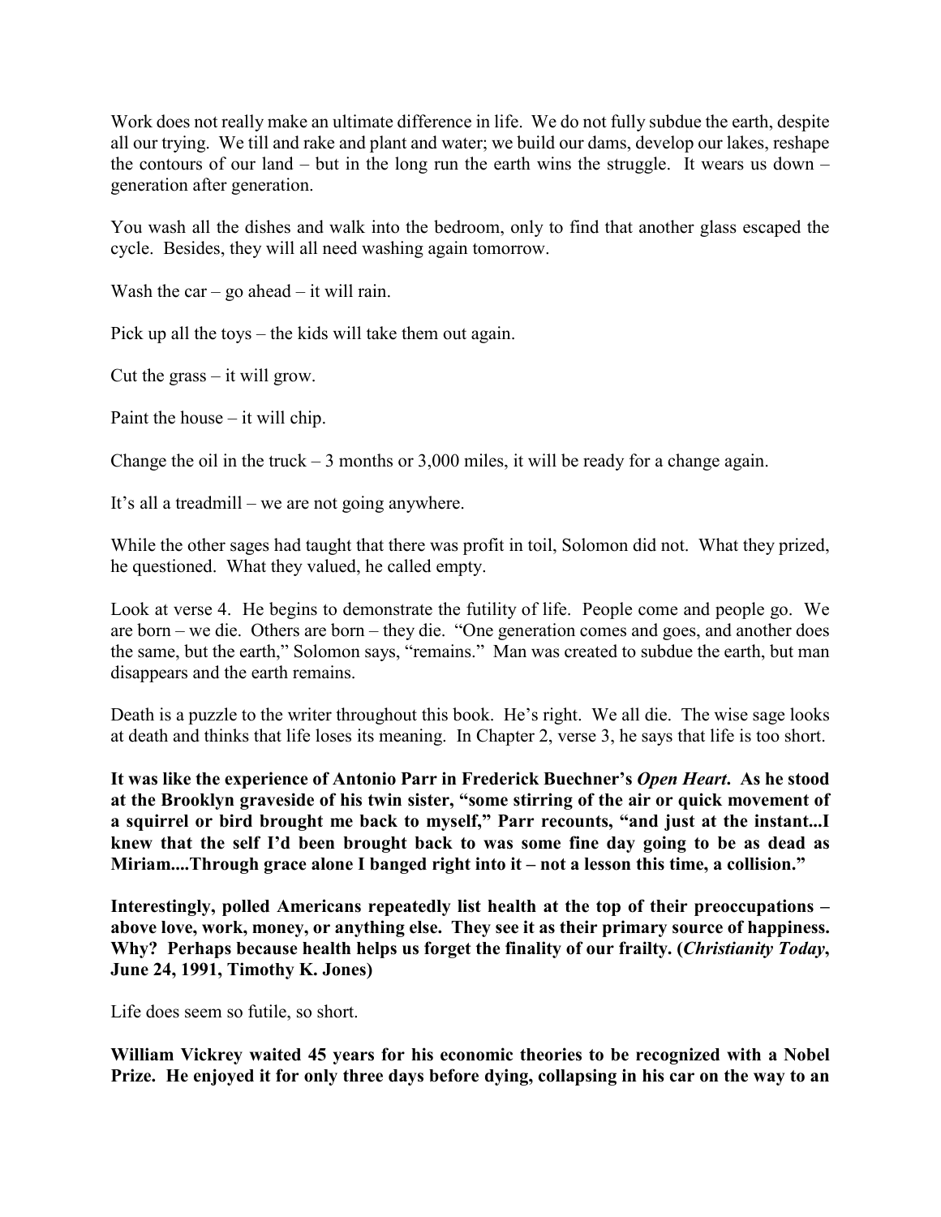Work does not really make an ultimate difference in life. We do not fully subdue the earth, despite all our trying. We till and rake and plant and water; we build our dams, develop our lakes, reshape the contours of our land – but in the long run the earth wins the struggle. It wears us down – generation after generation.

You wash all the dishes and walk into the bedroom, only to find that another glass escaped the cycle. Besides, they will all need washing again tomorrow.

Wash the car – go ahead – it will rain.

Pick up all the toys – the kids will take them out again.

Cut the grass – it will grow.

Paint the house – it will chip.

Change the oil in the truck – 3 months or 3,000 miles, it will be ready for a change again.

It's all a treadmill – we are not going anywhere.

While the other sages had taught that there was profit in toil, Solomon did not. What they prized, he questioned. What they valued, he called empty.

Look at verse 4. He begins to demonstrate the futility of life. People come and people go. We are born – we die. Others are born – they die. "One generation comes and goes, and another does the same, but the earth," Solomon says, "remains." Man was created to subdue the earth, but man disappears and the earth remains.

Death is a puzzle to the writer throughout this book. He's right. We all die. The wise sage looks at death and thinks that life loses its meaning. In Chapter 2, verse 3, he says that life is too short.

**It was like the experience of Antonio Parr in Frederick Buechner's *Open Heart*. As he stood at the Brooklyn graveside of his twin sister, "some stirring of the air or quick movement of a squirrel or bird brought me back to myself," Parr recounts, "and just at the instant...I knew that the self I'd been brought back to was some fine day going to be as dead as Miriam....Through grace alone I banged right into it – not a lesson this time, a collision."**

**Interestingly, polled Americans repeatedly list health at the top of their preoccupations – above love, work, money, or anything else. They see it as their primary source of happiness. Why? Perhaps because health helps us forget the finality of our frailty. (*Christianity Today*, June 24, 1991, Timothy K. Jones)**

Life does seem so futile, so short.

**William Vickrey waited 45 years for his economic theories to be recognized with a Nobel Prize. He enjoyed it for only three days before dying, collapsing in his car on the way to an**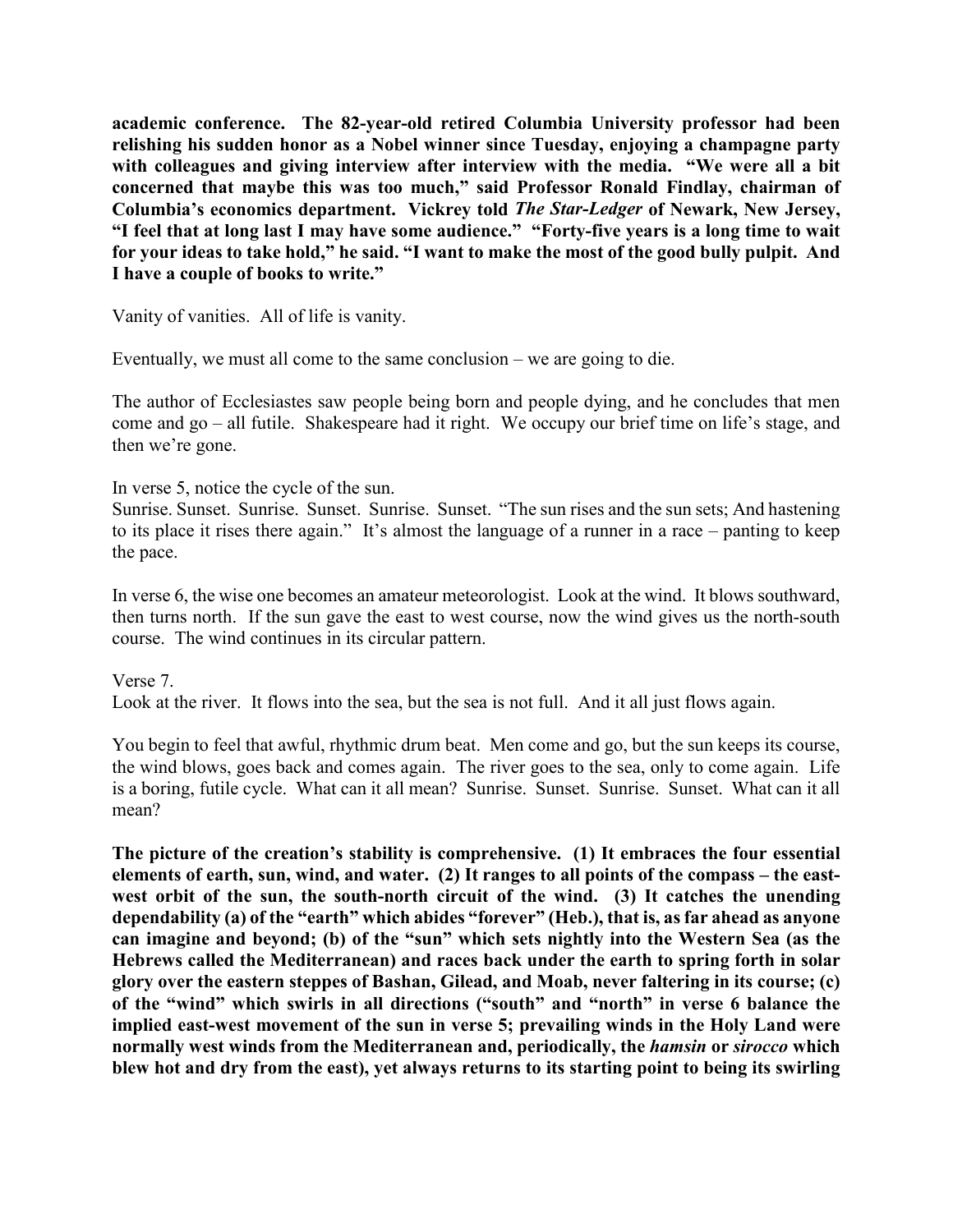**academic conference. The 82-year-old retired Columbia University professor had been relishing his sudden honor as a Nobel winner since Tuesday, enjoying a champagne party with colleagues and giving interview after interview with the media. "We were all a bit concerned that maybe this was too much," said Professor Ronald Findlay, chairman of Columbia's economics department. Vickrey told *The Star-Ledger* of Newark, New Jersey, "I feel that at long last I may have some audience." "Forty-five years is a long time to wait for your ideas to take hold," he said. "I want to make the most of the good bully pulpit. And I have a couple of books to write."**

Vanity of vanities. All of life is vanity.

Eventually, we must all come to the same conclusion – we are going to die.

The author of Ecclesiastes saw people being born and people dying, and he concludes that men come and go – all futile. Shakespeare had it right. We occupy our brief time on life's stage, and then we're gone.

In verse 5, notice the cycle of the sun.
Sunrise. Sunset. Sunrise. Sunset. Sunrise. Sunset. "The sun rises and the sun sets; And hastening to its place it rises there again." It's almost the language of a runner in a race – panting to keep the pace.

In verse 6, the wise one becomes an amateur meteorologist. Look at the wind. It blows southward, then turns north. If the sun gave the east to west course, now the wind gives us the north-south course. The wind continues in its circular pattern.

Verse 7.
Look at the river. It flows into the sea, but the sea is not full. And it all just flows again.

You begin to feel that awful, rhythmic drum beat. Men come and go, but the sun keeps its course, the wind blows, goes back and comes again. The river goes to the sea, only to come again. Life is a boring, futile cycle. What can it all mean? Sunrise. Sunset. Sunrise. Sunset. What can it all mean?

**The picture of the creation's stability is comprehensive. (1) It embraces the four essential elements of earth, sun, wind, and water. (2) It ranges to all points of the compass – the east-west orbit of the sun, the south-north circuit of the wind. (3) It catches the unending dependability (a) of the "earth" which abides "forever" (Heb.), that is, as far ahead as anyone can imagine and beyond; (b) of the "sun" which sets nightly into the Western Sea (as the Hebrews called the Mediterranean) and races back under the earth to spring forth in solar glory over the eastern steppes of Bashan, Gilead, and Moab, never faltering in its course; (c) of the "wind" which swirls in all directions ("south" and "north" in verse 6 balance the implied east-west movement of the sun in verse 5; prevailing winds in the Holy Land were normally west winds from the Mediterranean and, periodically, the *hamsin* or *sirocco* which blew hot and dry from the east), yet always returns to its starting point to being its swirling**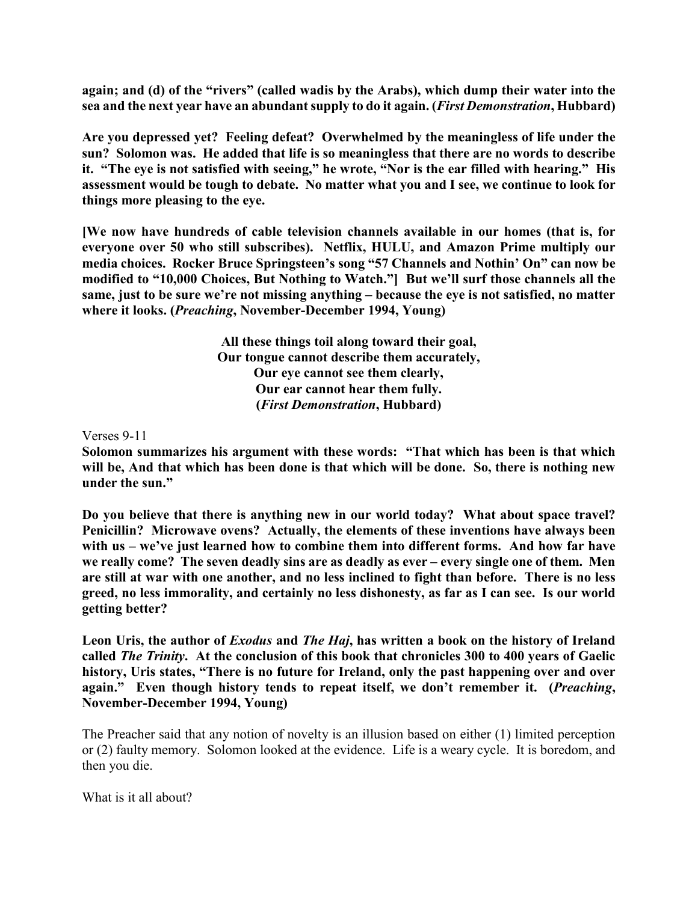**again; and (d) of the "rivers" (called wadis by the Arabs), which dump their water into the sea and the next year have an abundant supply to do it again. (*First Demonstration*, Hubbard)**

**Are you depressed yet? Feeling defeat? Overwhelmed by the meaningless of life under the sun? Solomon was. He added that life is so meaningless that there are no words to describe it. "The eye is not satisfied with seeing," he wrote, "Nor is the ear filled with hearing." His assessment would be tough to debate. No matter what you and I see, we continue to look for things more pleasing to the eye.**

**[We now have hundreds of cable television channels available in our homes (that is, for everyone over 50 who still subscribes). Netflix, HULU, and Amazon Prime multiply our media choices. Rocker Bruce Springsteen's song "57 Channels and Nothin' On" can now be modified to "10,000 Choices, But Nothing to Watch."] But we'll surf those channels all the same, just to be sure we're not missing anything – because the eye is not satisfied, no matter where it looks. (*Preaching*, November-December 1994, Young)**

**All these things toil along toward their goal,**
**Our tongue cannot describe them accurately,**
**Our eye cannot see them clearly,**
**Our ear cannot hear them fully.**
**(*First Demonstration*, Hubbard)**

Verses 9-11

**Solomon summarizes his argument with these words: "That which has been is that which will be, And that which has been done is that which will be done. So, there is nothing new under the sun."**

**Do you believe that there is anything new in our world today? What about space travel? Penicillin? Microwave ovens? Actually, the elements of these inventions have always been with us – we've just learned how to combine them into different forms. And how far have we really come? The seven deadly sins are as deadly as ever – every single one of them. Men are still at war with one another, and no less inclined to fight than before. There is no less greed, no less immorality, and certainly no less dishonesty, as far as I can see. Is our world getting better?**

**Leon Uris, the author of *Exodus* and *The Haj*, has written a book on the history of Ireland called *The Trinity*. At the conclusion of this book that chronicles 300 to 400 years of Gaelic history, Uris states, "There is no future for Ireland, only the past happening over and over again." Even though history tends to repeat itself, we don't remember it. (*Preaching*, November-December 1994, Young)**

The Preacher said that any notion of novelty is an illusion based on either (1) limited perception or (2) faulty memory. Solomon looked at the evidence. Life is a weary cycle. It is boredom, and then you die.

What is it all about?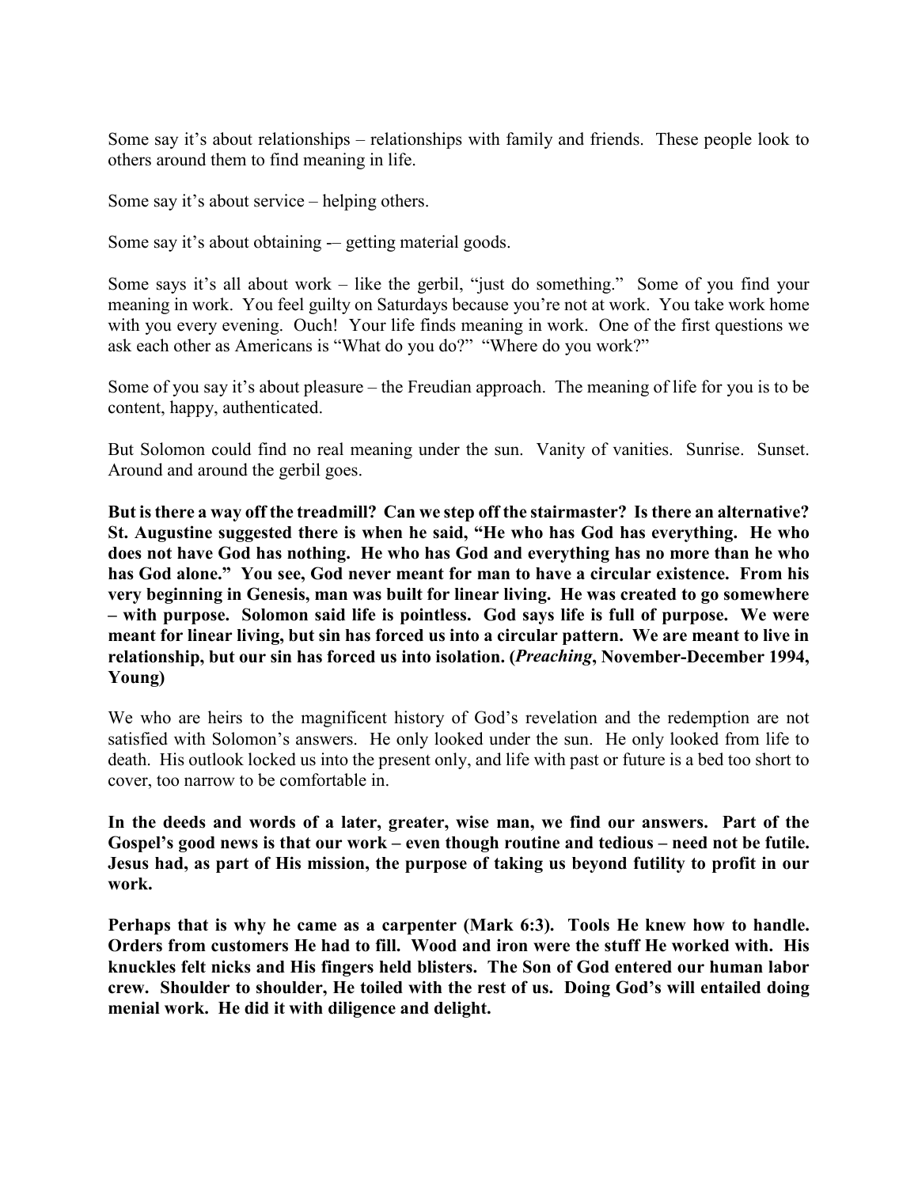Some say it's about relationships – relationships with family and friends. These people look to others around them to find meaning in life.

Some say it's about service – helping others.

Some say it's about obtaining -– getting material goods.

Some says it's all about work – like the gerbil, "just do something." Some of you find your meaning in work. You feel guilty on Saturdays because you're not at work. You take work home with you every evening. Ouch! Your life finds meaning in work. One of the first questions we ask each other as Americans is "What do you do?" "Where do you work?"

Some of you say it's about pleasure – the Freudian approach. The meaning of life for you is to be content, happy, authenticated.

But Solomon could find no real meaning under the sun. Vanity of vanities. Sunrise. Sunset. Around and around the gerbil goes.

**But is there a way off the treadmill? Can we step off the stairmaster? Is there an alternative? St. Augustine suggested there is when he said, "He who has God has everything. He who does not have God has nothing. He who has God and everything has no more than he who has God alone." You see, God never meant for man to have a circular existence. From his very beginning in Genesis, man was built for linear living. He was created to go somewhere – with purpose. Solomon said life is pointless. God says life is full of purpose. We were meant for linear living, but sin has forced us into a circular pattern. We are meant to live in relationship, but our sin has forced us into isolation. (*Preaching*, November-December 1994, Young)**

We who are heirs to the magnificent history of God's revelation and the redemption are not satisfied with Solomon's answers. He only looked under the sun. He only looked from life to death. His outlook locked us into the present only, and life with past or future is a bed too short to cover, too narrow to be comfortable in.

**In the deeds and words of a later, greater, wise man, we find our answers. Part of the Gospel's good news is that our work – even though routine and tedious – need not be futile. Jesus had, as part of His mission, the purpose of taking us beyond futility to profit in our work.**

**Perhaps that is why he came as a carpenter (Mark 6:3). Tools He knew how to handle. Orders from customers He had to fill. Wood and iron were the stuff He worked with. His knuckles felt nicks and His fingers held blisters. The Son of God entered our human labor crew. Shoulder to shoulder, He toiled with the rest of us. Doing God's will entailed doing menial work. He did it with diligence and delight.**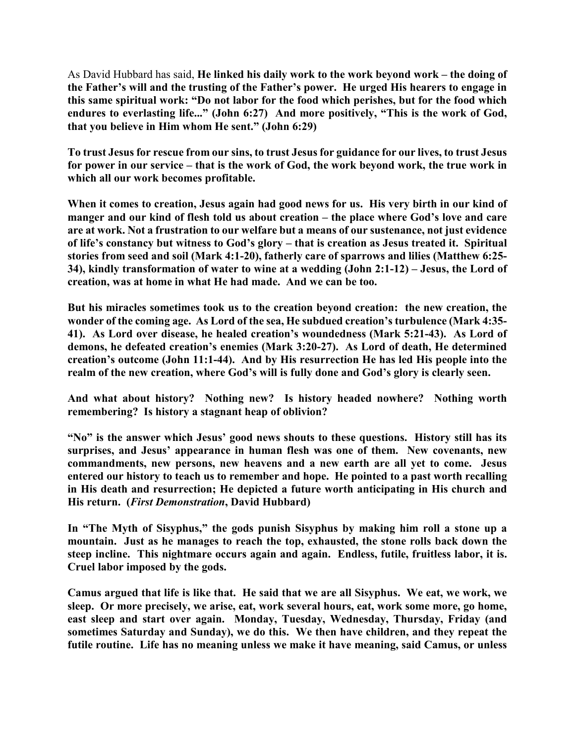As David Hubbard has said, **He linked his daily work to the work beyond work – the doing of the Father's will and the trusting of the Father's power. He urged His hearers to engage in this same spiritual work: "Do not labor for the food which perishes, but for the food which endures to everlasting life..." (John 6:27) And more positively, "This is the work of God, that you believe in Him whom He sent." (John 6:29)**

**To trust Jesus for rescue from our sins, to trust Jesus for guidance for our lives, to trust Jesus for power in our service – that is the work of God, the work beyond work, the true work in which all our work becomes profitable.**

**When it comes to creation, Jesus again had good news for us. His very birth in our kind of manger and our kind of flesh told us about creation – the place where God's love and care are at work. Not a frustration to our welfare but a means of our sustenance, not just evidence of life's constancy but witness to God's glory – that is creation as Jesus treated it. Spiritual stories from seed and soil (Mark 4:1-20), fatherly care of sparrows and lilies (Matthew 6:25-34), kindly transformation of water to wine at a wedding (John 2:1-12) – Jesus, the Lord of creation, was at home in what He had made. And we can be too.**

**But his miracles sometimes took us to the creation beyond creation: the new creation, the wonder of the coming age. As Lord of the sea, He subdued creation's turbulence (Mark 4:35-41). As Lord over disease, he healed creation's woundedness (Mark 5:21-43). As Lord of demons, he defeated creation's enemies (Mark 3:20-27). As Lord of death, He determined creation's outcome (John 11:1-44). And by His resurrection He has led His people into the realm of the new creation, where God's will is fully done and God's glory is clearly seen.**

**And what about history? Nothing new? Is history headed nowhere? Nothing worth remembering? Is history a stagnant heap of oblivion?**

**"No" is the answer which Jesus' good news shouts to these questions. History still has its surprises, and Jesus' appearance in human flesh was one of them. New covenants, new commandments, new persons, new heavens and a new earth are all yet to come. Jesus entered our history to teach us to remember and hope. He pointed to a past worth recalling in His death and resurrection; He depicted a future worth anticipating in His church and His return. (*First Demonstration*, David Hubbard)**

**In "The Myth of Sisyphus," the gods punish Sisyphus by making him roll a stone up a mountain. Just as he manages to reach the top, exhausted, the stone rolls back down the steep incline. This nightmare occurs again and again. Endless, futile, fruitless labor, it is. Cruel labor imposed by the gods.**

**Camus argued that life is like that. He said that we are all Sisyphus. We eat, we work, we sleep. Or more precisely, we arise, eat, work several hours, eat, work some more, go home, east sleep and start over again. Monday, Tuesday, Wednesday, Thursday, Friday (and sometimes Saturday and Sunday), we do this. We then have children, and they repeat the futile routine. Life has no meaning unless we make it have meaning, said Camus, or unless**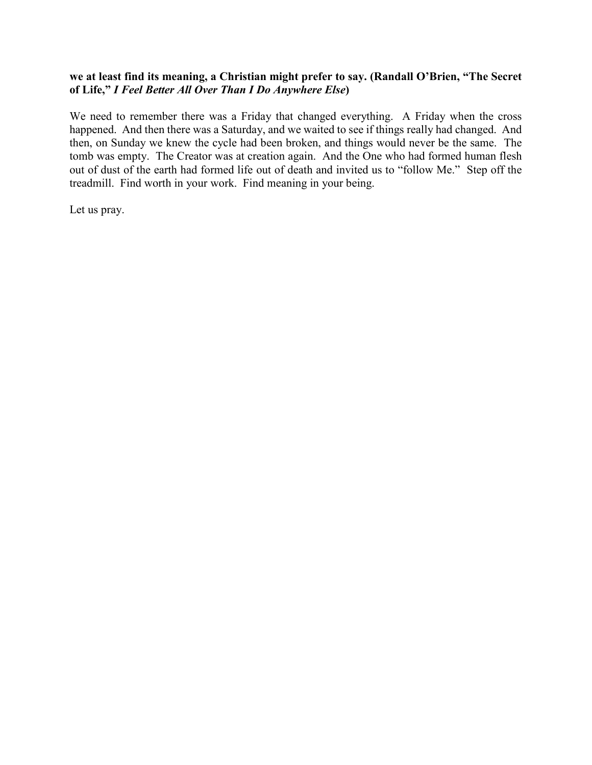**we at least find its meaning, a Christian might prefer to say. (Randall O'Brien, "The Secret of Life,"** ***I Feel Better All Over Than I Do Anywhere Else*****)**

We need to remember there was a Friday that changed everything. A Friday when the cross happened. And then there was a Saturday, and we waited to see if things really had changed. And then, on Sunday we knew the cycle had been broken, and things would never be the same. The tomb was empty. The Creator was at creation again. And the One who had formed human flesh out of dust of the earth had formed life out of death and invited us to "follow Me." Step off the treadmill. Find worth in your work. Find meaning in your being.

Let us pray.